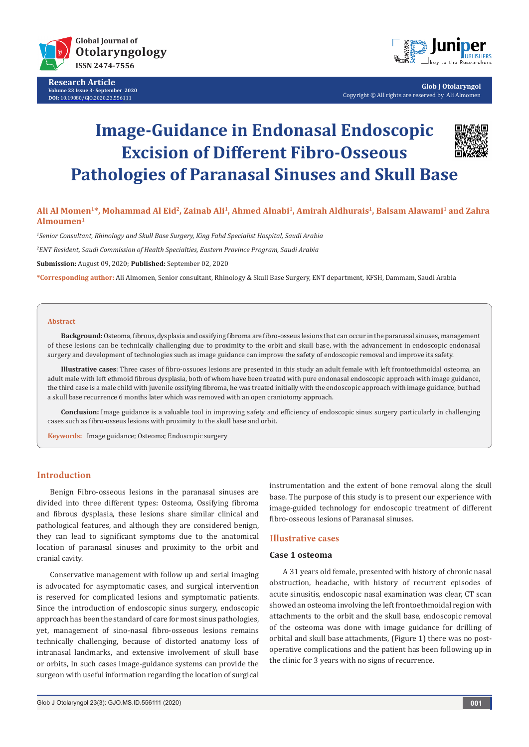# Image-Guidance in Endonasal Endoscopic Excision of Different Fibro-Osseous Pathologies of Paranasal Sinuses and Skull Base

**Ali Al Momen[1]*, Mohammad Al Eid[2], Zainab Ali[1], Ahmed Alnabi[1], Amirah Aldhurais[1], Balsam Alawami[1] and Zahra Almoumen[1]**

*[1]Senior Consultant, Rhinology and Skull Base Surgery, King Fahd Specialist Hospital, Saudi Arabia*

*[2]ENT Resident, Saudi Commission of Health Specialties, Eastern Province Program, Saudi Arabia*

**Submission:** August 09, 2020; **Published:** September 02, 2020

***Corresponding author:** Ali Almomen, Senior consultant, Rhinology & Skull Base Surgery, ENT department, KFSH, Dammam, Saudi Arabia

## Abstract

**Background:** Osteoma, fibrous, dysplasia and ossifying fibroma are fibro-osseus lesions that can occur in the paranasal sinuses, management of these lesions can be technically challenging due to proximity to the orbit and skull base, with the advancement in endoscopic endonasal surgery and development of technologies such as image guidance can improve the safety of endoscopic removal and improve its safety.

**Illustrative cases**: Three cases of fibro-ossuoes lesions are presented in this study an adult female with left frontoethmoidal osteoma, an adult male with left ethmoid fibrous dysplasia, both of whom have been treated with pure endonasal endoscopic approach with image guidance, the third case is a male child with juvenile ossifying fibroma, he was treated initially with the endoscopic approach with image guidance, but had a skull base recurrence 6 months later which was removed with an open craniotomy approach.

**Conclusion:** Image guidance is a valuable tool in improving safety and efficiency of endoscopic sinus surgery particularly in challenging cases such as fibro-osseus lesions with proximity to the skull base and orbit.

**Keywords:** Image guidance; Osteoma; Endoscopic surgery

## Introduction

Benign Fibro-osseous lesions in the paranasal sinuses are divided into three different types: Osteoma, Ossifying fibroma and fibrous dysplasia, these lesions share similar clinical and pathological features, and although they are considered benign, they can lead to significant symptoms due to the anatomical location of paranasal sinuses and proximity to the orbit and cranial cavity.

Conservative management with follow up and serial imaging is advocated for asymptomatic cases, and surgical intervention is reserved for complicated lesions and symptomatic patients. Since the introduction of endoscopic sinus surgery, endoscopic approach has been the standard of care for most sinus pathologies, yet, management of sino-nasal fibro-osseous lesions remains technically challenging, because of distorted anatomy loss of intranasal landmarks, and extensive involvement of skull base or orbits, In such cases image-guidance systems can provide the surgeon with useful information regarding the location of surgical instrumentation and the extent of bone removal along the skull base. The purpose of this study is to present our experience with image-guided technology for endoscopic treatment of different fibro-osseous lesions of Paranasal sinuses.

## Illustrative cases

### Case 1 osteoma

A 31 years old female, presented with history of chronic nasal obstruction, headache, with history of recurrent episodes of acute sinusitis, endoscopic nasal examination was clear, CT scan showed an osteoma involving the left frontoethmoidal region with attachments to the orbit and the skull base, endoscopic removal of the osteoma was done with image guidance for drilling of orbital and skull base attachments, (Figure 1) there was no post-operative complications and the patient has been following up in the clinic for 3 years with no signs of recurrence.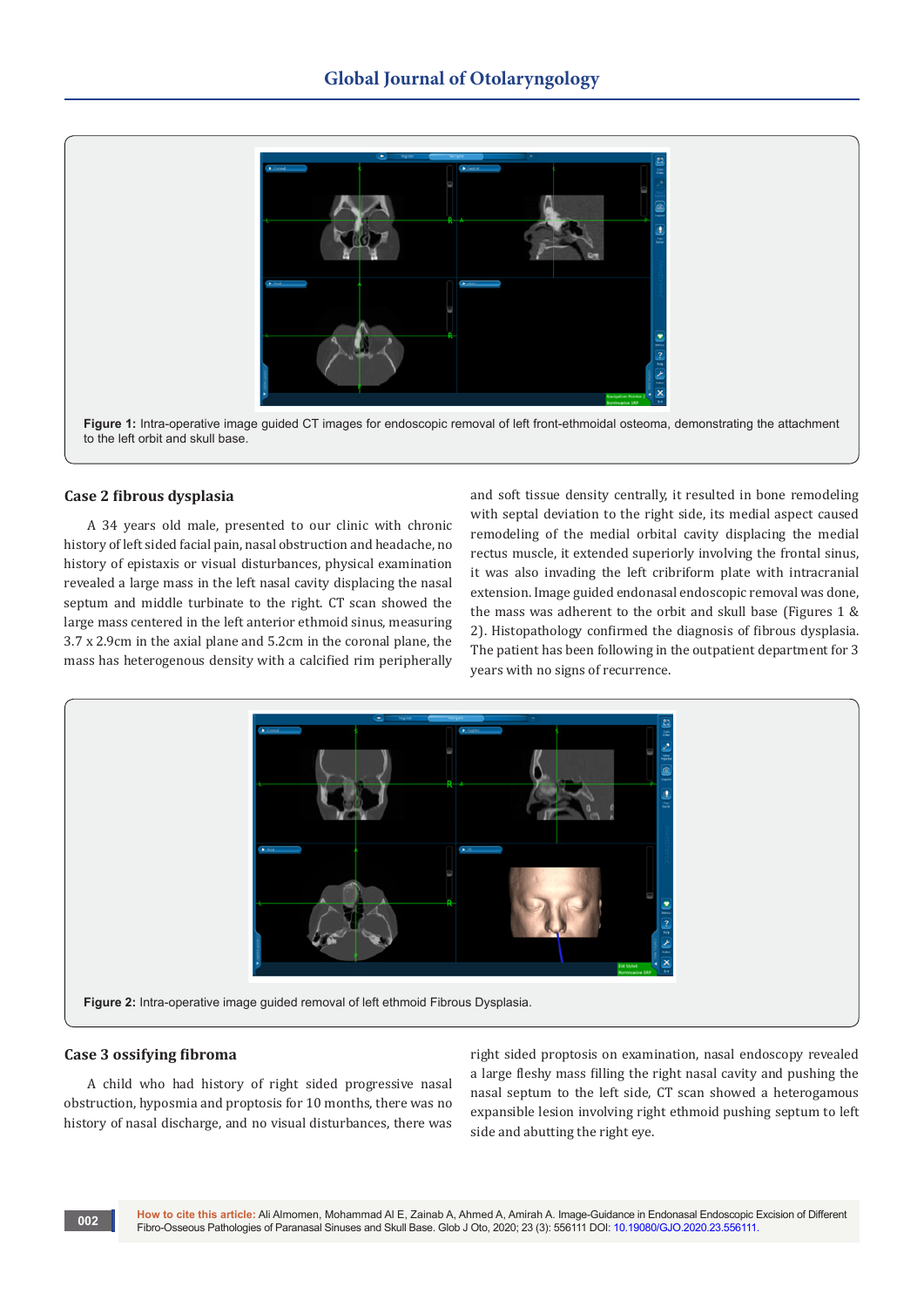**Figure 1:** Intra-operative image guided CT images for endoscopic removal of left front-ethmoidal osteoma, demonstrating the attachment to the left orbit and skull base.

### Case 2 fibrous dysplasia

A 34 years old male, presented to our clinic with chronic history of left sided facial pain, nasal obstruction and headache, no history of epistaxis or visual disturbances, physical examination revealed a large mass in the left nasal cavity displacing the nasal septum and middle turbinate to the right. CT scan showed the large mass centered in the left anterior ethmoid sinus, measuring 3.7 x 2.9cm in the axial plane and 5.2cm in the coronal plane, the mass has heterogenous density with a calcified rim peripherally and soft tissue density centrally, it resulted in bone remodeling with septal deviation to the right side, its medial aspect caused remodeling of the medial orbital cavity displacing the medial rectus muscle, it extended superiorly involving the frontal sinus, it was also invading the left cribriform plate with intracranial extension. Image guided endonasal endoscopic removal was done, the mass was adherent to the orbit and skull base (Figures 1 & 2). Histopathology confirmed the diagnosis of fibrous dysplasia. The patient has been following in the outpatient department for 3 years with no signs of recurrence.

**Figure 2:** Intra-operative image guided removal of left ethmoid Fibrous Dysplasia.

### Case 3 ossifying fibroma

A child who had history of right sided progressive nasal obstruction, hyposmia and proptosis for 10 months, there was no history of nasal discharge, and no visual disturbances, there was right sided proptosis on examination, nasal endoscopy revealed a large fleshy mass filling the right nasal cavity and pushing the nasal septum to the left side, CT scan showed a heterogamous expansible lesion involving right ethmoid pushing septum to left side and abutting the right eye.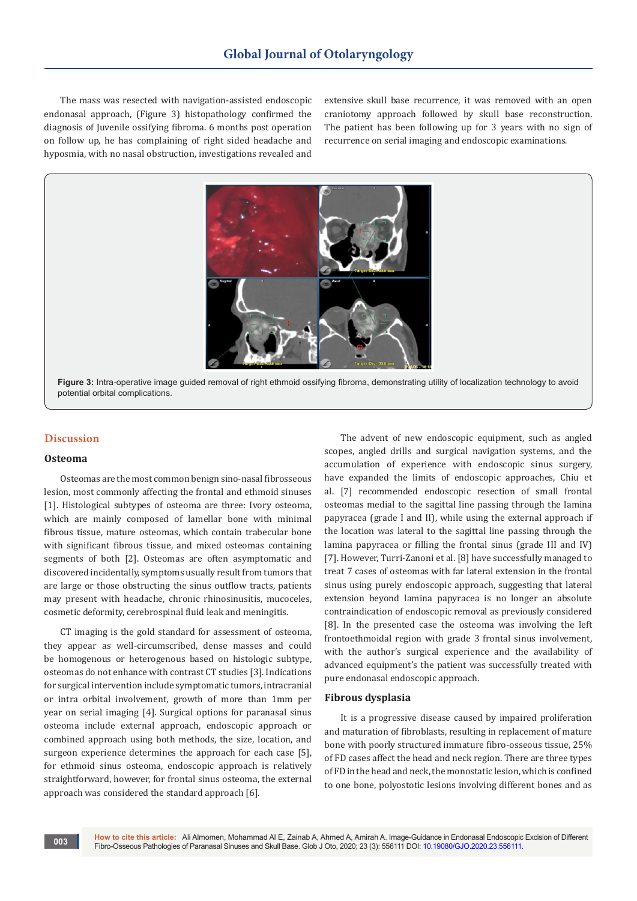The mass was resected with navigation-assisted endoscopic endonasal approach, (Figure 3) histopathology confirmed the diagnosis of Juvenile ossifying fibroma. 6 months post operation on follow up, he has complaining of right sided headache and hyposmia, with no nasal obstruction, investigations revealed and extensive skull base recurrence, it was removed with an open craniotomy approach followed by skull base reconstruction. The patient has been following up for 3 years with no sign of recurrence on serial imaging and endoscopic examinations.

**Figure 3:** Intra-operative image guided removal of right ethmoid ossifying fibroma, demonstrating utility of localization technology to avoid potential orbital complications.

## Discussion

### Osteoma

Osteomas are the most common benign sino-nasal fibrosseous lesion, most commonly affecting the frontal and ethmoid sinuses [1]. Histological subtypes of osteoma are three: Ivory osteoma, which are mainly composed of lamellar bone with minimal fibrous tissue, mature osteomas, which contain trabecular bone with significant fibrous tissue, and mixed osteomas containing segments of both [2]. Osteomas are often asymptomatic and discovered incidentally, symptoms usually result from tumors that are large or those obstructing the sinus outflow tracts, patients may present with headache, chronic rhinosinusitis, mucoceles, cosmetic deformity, cerebrospinal fluid leak and meningitis.

CT imaging is the gold standard for assessment of osteoma, they appear as well-circumscribed, dense masses and could be homogenous or heterogenous based on histologic subtype, osteomas do not enhance with contrast CT studies [3]. Indications for surgical intervention include symptomatic tumors, intracranial or intra orbital involvement, growth of more than 1mm per year on serial imaging [4]. Surgical options for paranasal sinus osteoma include external approach, endoscopic approach or combined approach using both methods, the size, location, and surgeon experience determines the approach for each case [5], for ethmoid sinus osteoma, endoscopic approach is relatively straightforward, however, for frontal sinus osteoma, the external approach was considered the standard approach [6].

The advent of new endoscopic equipment, such as angled scopes, angled drills and surgical navigation systems, and the accumulation of experience with endoscopic sinus surgery, have expanded the limits of endoscopic approaches, Chiu et al. [7] recommended endoscopic resection of small frontal osteomas medial to the sagittal line passing through the lamina papyracea (grade I and II), while using the external approach if the location was lateral to the sagittal line passing through the lamina papyracea or filling the frontal sinus (grade III and IV) [7]. However, Turri-Zanoni et al. [8] have successfully managed to treat 7 cases of osteomas with far lateral extension in the frontal sinus using purely endoscopic approach, suggesting that lateral extension beyond lamina papyracea is no longer an absolute contraindication of endoscopic removal as previously considered [8]. In the presented case the osteoma was involving the left frontoethmoidal region with grade 3 frontal sinus involvement, with the author's surgical experience and the availability of advanced equipment's the patient was successfully treated with pure endonasal endoscopic approach.

### Fibrous dysplasia

It is a progressive disease caused by impaired proliferation and maturation of fibroblasts, resulting in replacement of mature bone with poorly structured immature fibro-osseous tissue, 25% of FD cases affect the head and neck region. There are three types of FD in the head and neck, the monostatic lesion, which is confined to one bone, polyostotic lesions involving different bones and as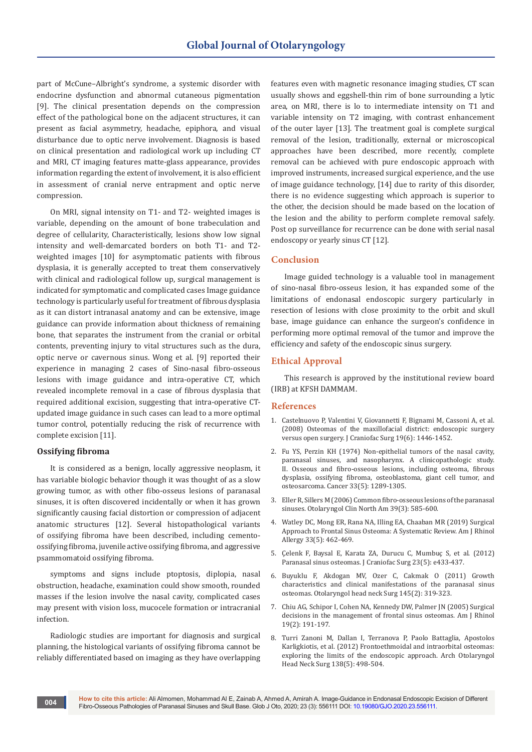part of McCune–Albright's syndrome, a systemic disorder with endocrine dysfunction and abnormal cutaneous pigmentation [9]. The clinical presentation depends on the compression effect of the pathological bone on the adjacent structures, it can present as facial asymmetry, headache, epiphora, and visual disturbance due to optic nerve involvement. Diagnosis is based on clinical presentation and radiological work up including CT and MRI, CT imaging features matte-glass appearance, provides information regarding the extent of involvement, it is also efficient in assessment of cranial nerve entrapment and optic nerve compression.

On MRI, signal intensity on T1- and T2- weighted images is variable, depending on the amount of bone trabeculation and degree of cellularity, Characteristically, lesions show low signal intensity and well-demarcated borders on both T1- and T2-weighted images [10] for asymptomatic patients with fibrous dysplasia, it is generally accepted to treat them conservatively with clinical and radiological follow up, surgical management is indicated for symptomatic and complicated cases Image guidance technology is particularly useful for treatment of fibrous dysplasia as it can distort intranasal anatomy and can be extensive, image guidance can provide information about thickness of remaining bone, that separates the instrument from the cranial or orbital contents, preventing injury to vital structures such as the dura, optic nerve or cavernous sinus. Wong et al. [9] reported their experience in managing 2 cases of Sino-nasal fibro-osseous lesions with image guidance and intra-operative CT, which revealed incomplete removal in a case of fibrous dysplasia that required additional excision, suggesting that intra-operative CT-updated image guidance in such cases can lead to a more optimal tumor control, potentially reducing the risk of recurrence with complete excision [11].

### Ossifying fibroma

It is considered as a benign, locally aggressive neoplasm, it has variable biologic behavior though it was thought of as a slow growing tumor, as with other fibo-osseus lesions of paranasal sinuses, it is often discovered incidentally or when it has grown significantly causing facial distortion or compression of adjacent anatomic structures [12]. Several histopathological variants of ossifying fibroma have been described, including cemento-ossifying fibroma, juvenile active ossifying fibroma, and aggressive psammomatoid ossifying fibroma.

symptoms and signs include ptoptosis, diplopia, nasal obstruction, headache, examination could show smooth, rounded masses if the lesion involve the nasal cavity, complicated cases may present with vision loss, mucocele formation or intracranial infection.

Radiologic studies are important for diagnosis and surgical planning, the histological variants of ossifying fibroma cannot be reliably differentiated based on imaging as they have overlapping features even with magnetic resonance imaging studies, CT scan usually shows and eggshell-thin rim of bone surrounding a lytic area, on MRI, there is lo to intermediate intensity on T1 and variable intensity on T2 imaging, with contrast enhancement of the outer layer [13]. The treatment goal is complete surgical removal of the lesion, traditionally, external or microscopical approaches have been described, more recently, complete removal can be achieved with pure endoscopic approach with improved instruments, increased surgical experience, and the use of image guidance technology, [14] due to rarity of this disorder, there is no evidence suggesting which approach is superior to the other, the decision should be made based on the location of the lesion and the ability to perform complete removal safely. Post op surveillance for recurrence can be done with serial nasal endoscopy or yearly sinus CT [12].

## Conclusion

Image guided technology is a valuable tool in management of sino-nasal fibro-osseus lesion, it has expanded some of the limitations of endonasal endoscopic surgery particularly in resection of lesions with close proximity to the orbit and skull base, image guidance can enhance the surgeon's confidence in performing more optimal removal of the tumor and improve the efficiency and safety of the endoscopic sinus surgery.

## Ethical Approval

This research is approved by the institutional review board (IRB) at KFSH DAMMAM.

## References

1. Castelnuovo P, Valentini V, Giovannetti F, Bignami M, Cassoni A, et al. (2008) Osteomas of the maxillofacial district: endoscopic surgery versus open surgery. J Craniofac Surg 19(6): 1446-1452.
2. Fu YS, Perzin KH (1974) Non-epithelial tumors of the nasal cavity, paranasal sinuses, and nasopharynx. A clinicopathologic study. II. Osseous and fibro-osseous lesions, including osteoma, fibrous dysplasia, ossifying fibroma, osteoblastoma, giant cell tumor, and osteosarcoma. Cancer 33(5): 1289-1305.
3. Eller R, Sillers M (2006) Common fibro-osseous lesions of the paranasal sinuses. Otolaryngol Clin North Am 39(3): 585-600.
4. Watley DC, Mong ER, Rana NA, Illing EA, Chaaban MR (2019) Surgical Approach to Frontal Sinus Osteoma: A Systematic Review. Am J Rhinol Allergy 33(5): 462-469.
5. Çelenk F, Baysal E, Karata ZA, Durucu C, Mumbuç S, et al. (2012) Paranasal sinus osteomas. J Craniofac Surg 23(5): e433-437.
6. Buyuklu F, Akdogan MV, Ozer C, Cakmak O (2011) Growth characteristics and clinical manifestations of the paranasal sinus osteomas. Otolaryngol head neck Surg 145(2): 319-323.
7. Chiu AG, Schipor I, Cohen NA, Kennedy DW, Palmer JN (2005) Surgical decisions in the management of frontal sinus osteomas. Am J Rhinol 19(2): 191-197.
8. Turri Zanoni M, Dallan I, Terranova P, Paolo Battaglia, Apostolos Karligkiotis, et al. (2012) Frontoethmoidal and intraorbital osteomas: exploring the limits of the endoscopic approach. Arch Otolaryngol Head Neck Surg 138(5): 498-504.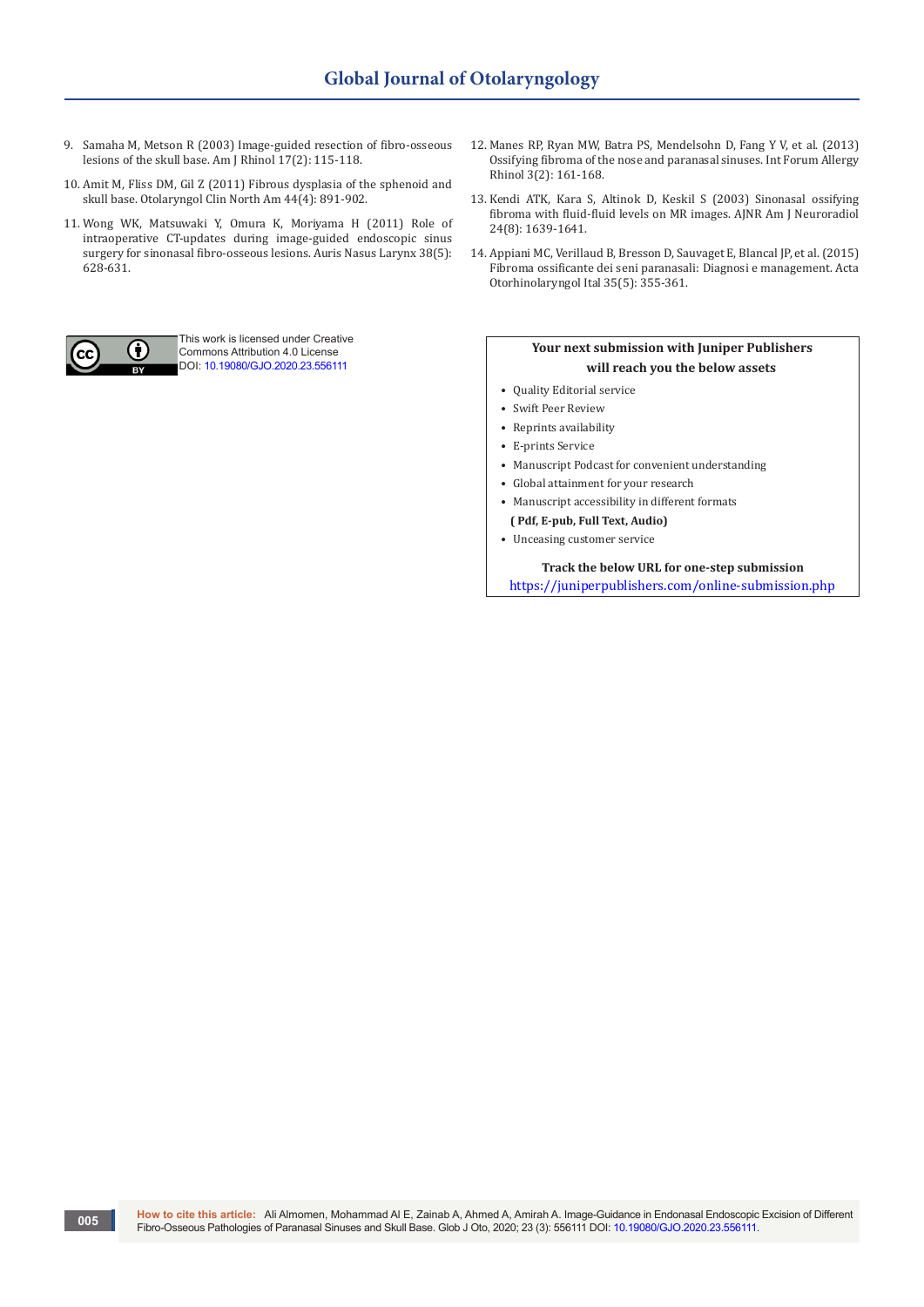9. Samaha M, Metson R (2003) Image-guided resection of fibro-osseous lesions of the skull base. Am J Rhinol 17(2): 115-118.
10. Amit M, Fliss DM, Gil Z (2011) Fibrous dysplasia of the sphenoid and skull base. Otolaryngol Clin North Am 44(4): 891-902.
11. Wong WK, Matsuwaki Y, Omura K, Moriyama H (2011) Role of intraoperative CT-updates during image-guided endoscopic sinus surgery for sinonasal fibro-osseous lesions. Auris Nasus Larynx 38(5): 628-631.
12. Manes RP, Ryan MW, Batra PS, Mendelsohn D, Fang Y V, et al. (2013) Ossifying fibroma of the nose and paranasal sinuses. Int Forum Allergy Rhinol 3(2): 161-168.
13. Kendi ATK, Kara S, Altinok D, Keskil S (2003) Sinonasal ossifying fibroma with fluid-fluid levels on MR images. AJNR Am J Neuroradiol 24(8): 1639-1641.
14. Appiani MC, Verillaud B, Bresson D, Sauvaget E, Blancal JP, et al. (2015) Fibroma ossificante dei seni paranasali: Diagnosi e management. Acta Otorhinolaryngol Ital 35(5): 355-361.

This work is licensed under Creative Commons Attribution 4.0 License
DOI: 10.19080/GJO.2020.23.556111

**Your next submission with Juniper Publishers will reach you the below assets**

- Quality Editorial service
- Swift Peer Review
- Reprints availability
- E-prints Service
- Manuscript Podcast for convenient understanding
- Global attainment for your research
- Manuscript accessibility in different formats
  **( Pdf, E-pub, Full Text, Audio)**
- Unceasing customer service

**Track the below URL for one-step submission**
https://juniperpublishers.com/online-submission.php

**How to cite this article:** Ali Almomen, Mohammad Al E, Zainab A, Ahmed A, Amirah A. Image-Guidance in Endonasal Endoscopic Excision of Different Fibro-Osseous Pathologies of Paranasal Sinuses and Skull Base. Glob J Oto, 2020; 23 (3): 556111 DOI: 10.19080/GJO.2020.23.556111.